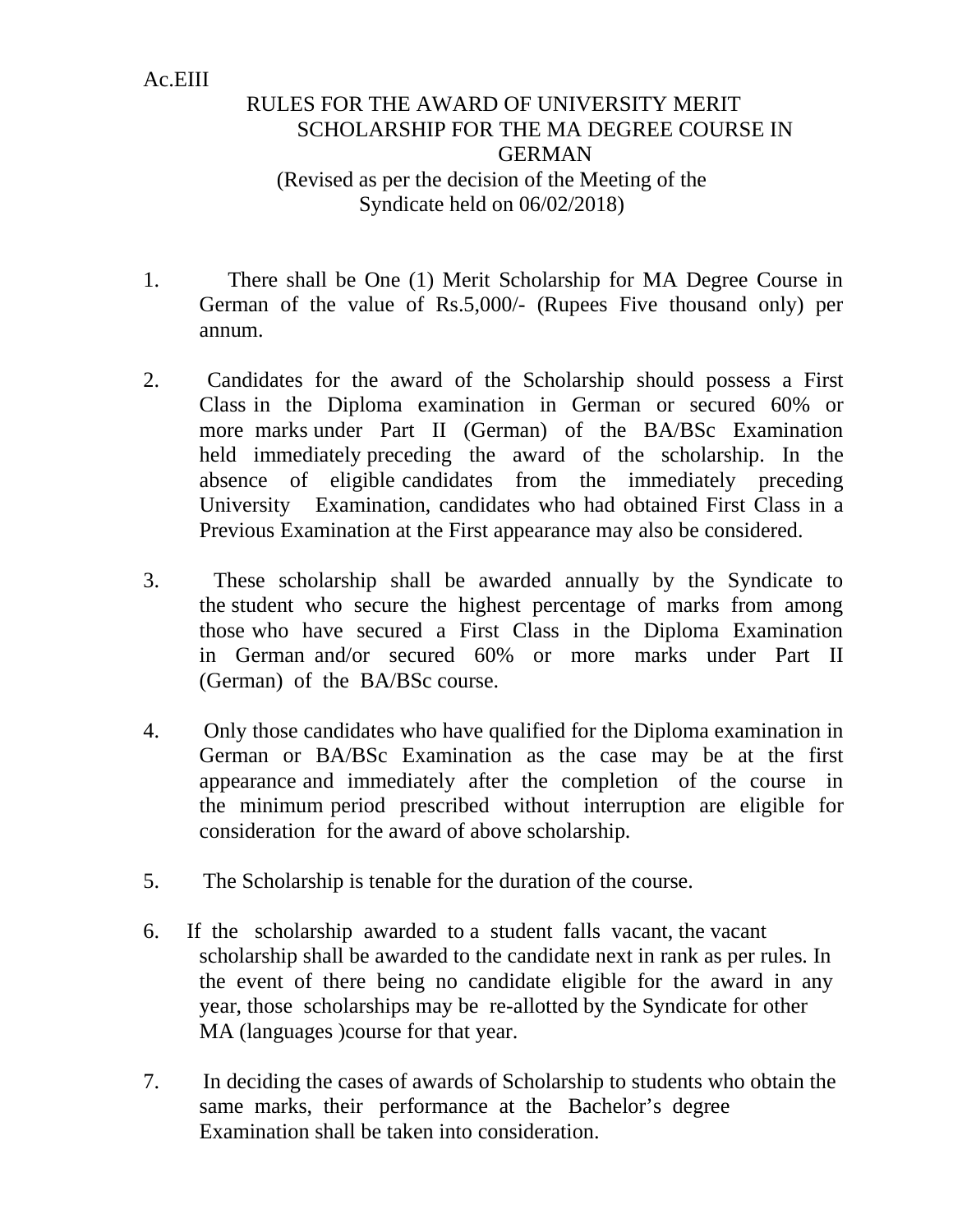Ac.EIII

# RULES FOR THE AWARD OF UNIVERSITY MERIT SCHOLARSHIP FOR THE MA DEGREE COURSE IN GERMAN

(Revised as per the decision of the Meeting of the Syndicate held on 06/02/2018)

1. There shall be One (1) Merit Scholarship for MA Degree Course in German of the value of Rs.5,000/- (Rupees Five thousand only) per annum.

2. Candidates for the award of the Scholarship should possess a First Class in the Diploma examination in German or secured 60% or more marks under Part II (German) of the BA/BSc Examination held immediately preceding the award of the scholarship. In the absence of eligible candidates from the immediately preceding University Examination, candidates who had obtained First Class in a Previous Examination at the First appearance may also be considered.

3. These scholarship shall be awarded annually by the Syndicate to the student who secure the highest percentage of marks from among those who have secured a First Class in the Diploma Examination in German and/or secured 60% or more marks under Part II (German) of the BA/BSc course.

4. Only those candidates who have qualified for the Diploma examination in German or BA/BSc Examination as the case may be at the first appearance and immediately after the completion of the course in the minimum period prescribed without interruption are eligible for consideration for the award of above scholarship.

5. The Scholarship is tenable for the duration of the course.

6. If the scholarship awarded to a student falls vacant, the vacant scholarship shall be awarded to the candidate next in rank as per rules. In the event of there being no candidate eligible for the award in any year, those scholarships may be re-allotted by the Syndicate for other MA (languages )course for that year.

7. In deciding the cases of awards of Scholarship to students who obtain the same marks, their performance at the Bachelor's degree Examination shall be taken into consideration.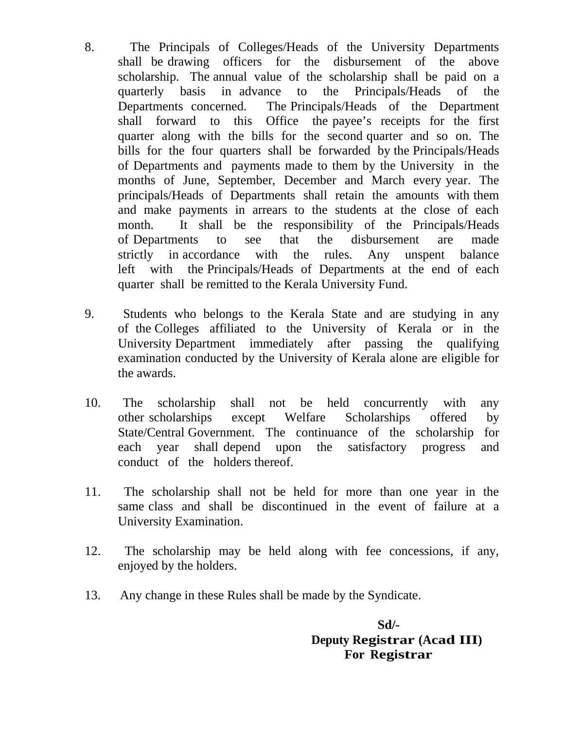8. The Principals of Colleges/Heads of the University Departments shall be drawing officers for the disbursement of the above scholarship. The annual value of the scholarship shall be paid on a quarterly basis in advance to the Principals/Heads of the Departments concerned. The Principals/Heads of the Department shall forward to this Office the payee's receipts for the first quarter along with the bills for the second quarter and so on. The bills for the four quarters shall be forwarded by the Principals/Heads of Departments and payments made to them by the University in the months of June, September, December and March every year. The principals/Heads of Departments shall retain the amounts with them and make payments in arrears to the students at the close of each month. It shall be the responsibility of the Principals/Heads of Departments to see that the disbursement are made strictly in accordance with the rules. Any unspent balance left with the Principals/Heads of Departments at the end of each quarter shall be remitted to the Kerala University Fund.

9. Students who belongs to the Kerala State and are studying in any of the Colleges affiliated to the University of Kerala or in the University Department immediately after passing the qualifying examination conducted by the University of Kerala alone are eligible for the awards.

10. The scholarship shall not be held concurrently with any other scholarships except Welfare Scholarships offered by State/Central Government. The continuance of the scholarship for each year shall depend upon the satisfactory progress and conduct of the holders thereof.

11. The scholarship shall not be held for more than one year in the same class and shall be discontinued in the event of failure at a University Examination.

12. The scholarship may be held along with fee concessions, if any, enjoyed by the holders.

13. Any change in these Rules shall be made by the Syndicate.

**Sd/-**
**Deputy Registrar (Acad III)**
**For Registrar**